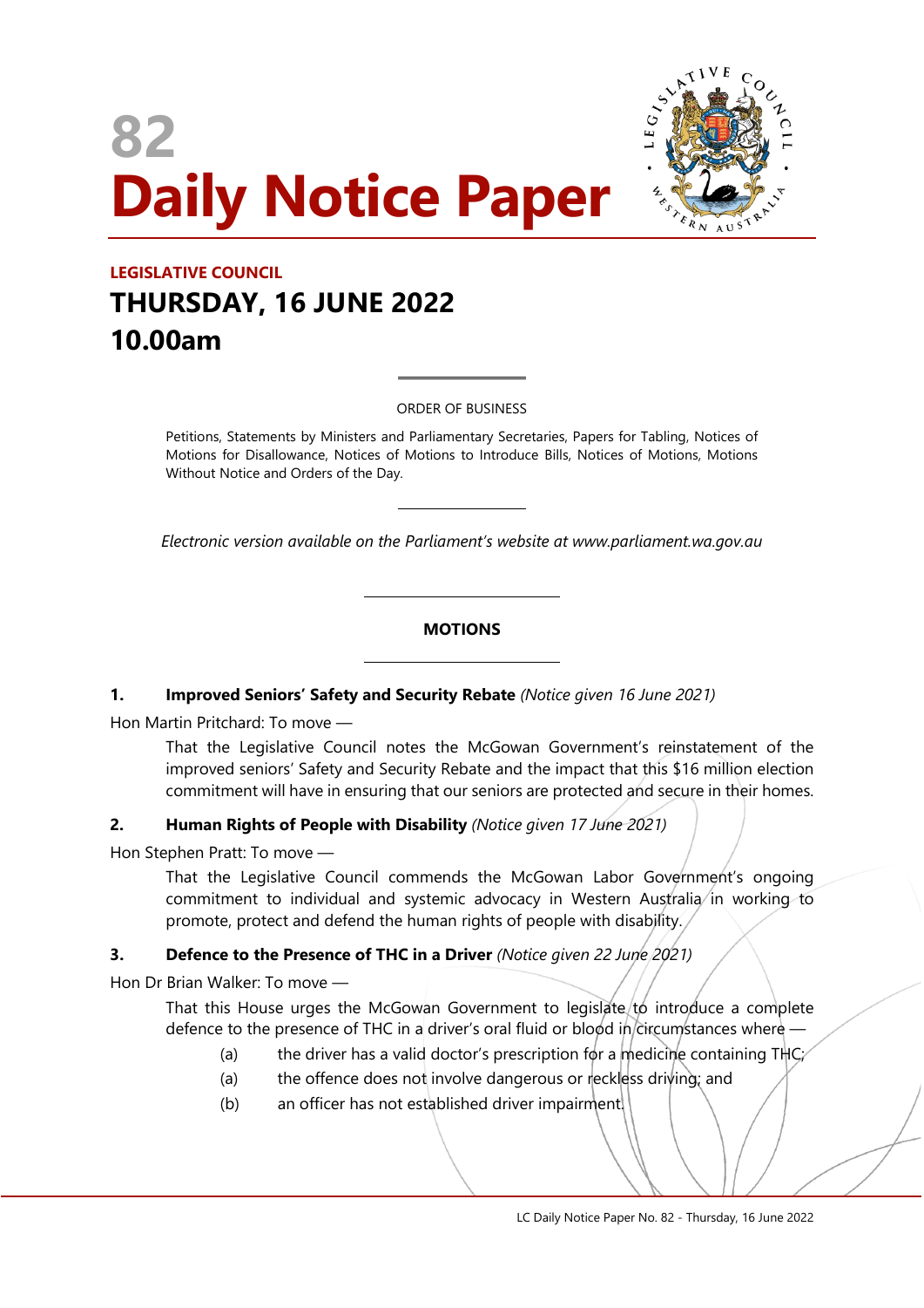# 82 Daily Notice Paper

## LEGISLATIVE COUNCIL

## THURSDAY, 16 JUNE 2022

## 10.00am

ORDER OF BUSINESS

Petitions, Statements by Ministers and Parliamentary Secretaries, Papers for Tabling, Notices of Motions for Disallowance, Notices of Motions to Introduce Bills, Notices of Motions, Motions Without Notice and Orders of the Day.

*Electronic version available on the Parliament's website at www.parliament.wa.gov.au*

## MOTIONS

### 1. Improved Seniors' Safety and Security Rebate *(Notice given 16 June 2021)*

Hon Martin Pritchard: To move —

That the Legislative Council notes the McGowan Government's reinstatement of the improved seniors' Safety and Security Rebate and the impact that this $16 million election commitment will have in ensuring that our seniors are protected and secure in their homes.

### 2. Human Rights of People with Disability *(Notice given 17 June 2021)*

Hon Stephen Pratt: To move —

That the Legislative Council commends the McGowan Labor Government's ongoing commitment to individual and systemic advocacy in Western Australia in working to promote, protect and defend the human rights of people with disability.

### 3. Defence to the Presence of THC in a Driver *(Notice given 22 June 2021)*

Hon Dr Brian Walker: To move —

That this House urges the McGowan Government to legislate to introduce a complete defence to the presence of THC in a driver's oral fluid or blood in circumstances where —

(a) the driver has a valid doctor's prescription for a medicine containing THC;

(a) the offence does not involve dangerous or reckless driving; and

(b) an officer has not established driver impairment.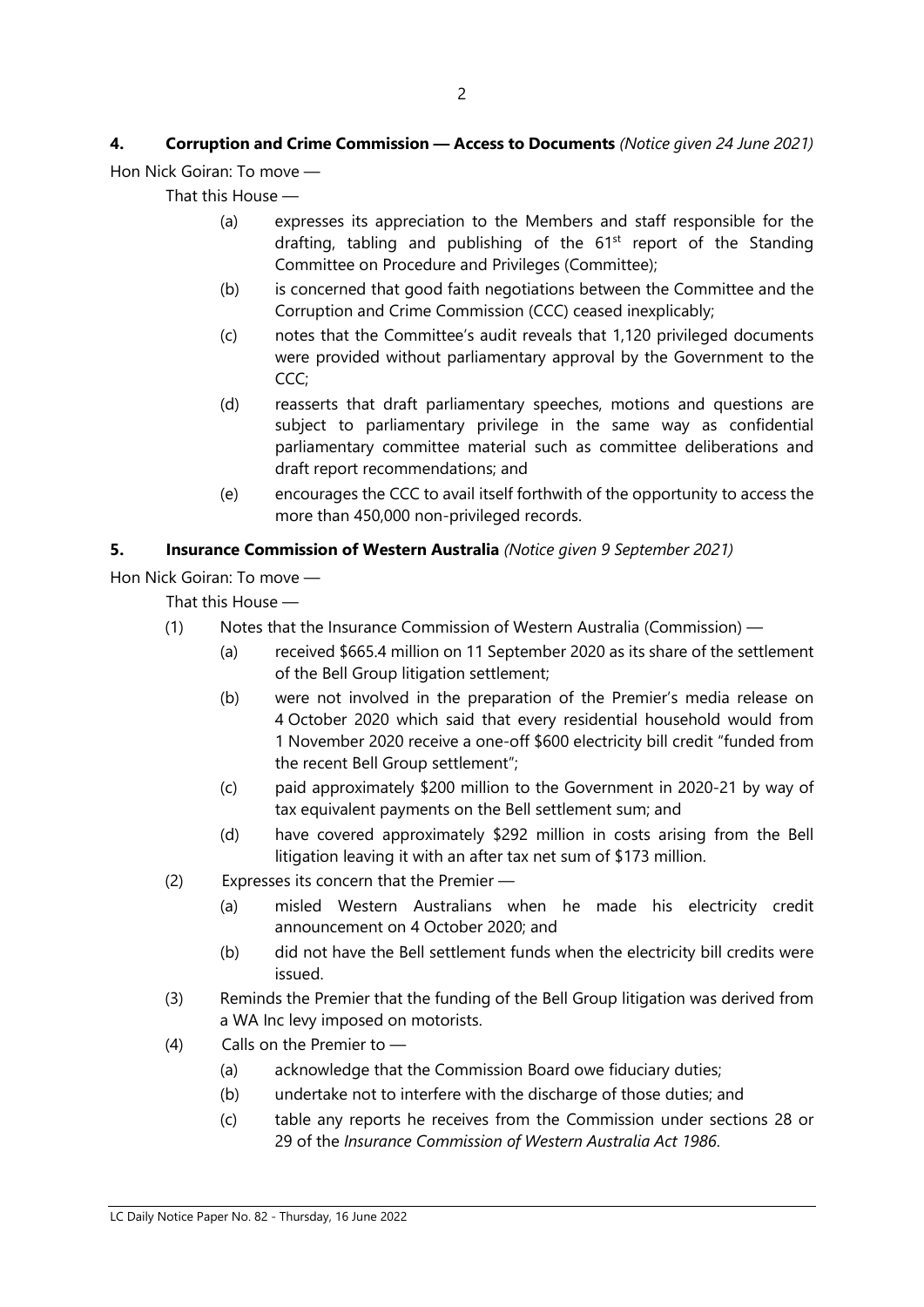**4. Corruption and Crime Commission — Access to Documents** *(Notice given 24 June 2021)*

Hon Nick Goiran: To move —

That this House —

(a) expresses its appreciation to the Members and staff responsible for the drafting, tabling and publishing of the 61st report of the Standing Committee on Procedure and Privileges (Committee);

(b) is concerned that good faith negotiations between the Committee and the Corruption and Crime Commission (CCC) ceased inexplicably;

(c) notes that the Committee's audit reveals that 1,120 privileged documents were provided without parliamentary approval by the Government to the CCC;

(d) reasserts that draft parliamentary speeches, motions and questions are subject to parliamentary privilege in the same way as confidential parliamentary committee material such as committee deliberations and draft report recommendations; and

(e) encourages the CCC to avail itself forthwith of the opportunity to access the more than 450,000 non-privileged records.

**5. Insurance Commission of Western Australia** *(Notice given 9 September 2021)*

Hon Nick Goiran: To move —

That this House —

(1) Notes that the Insurance Commission of Western Australia (Commission) —

(a) received $665.4 million on 11 September 2020 as its share of the settlement of the Bell Group litigation settlement;

(b) were not involved in the preparation of the Premier's media release on 4 October 2020 which said that every residential household would from 1 November 2020 receive a one-off $600 electricity bill credit "funded from the recent Bell Group settlement";

(c) paid approximately $200 million to the Government in 2020-21 by way of tax equivalent payments on the Bell settlement sum; and

(d) have covered approximately $292 million in costs arising from the Bell litigation leaving it with an after tax net sum of $173 million.

(2) Expresses its concern that the Premier —

(a) misled Western Australians when he made his electricity credit announcement on 4 October 2020; and

(b) did not have the Bell settlement funds when the electricity bill credits were issued.

(3) Reminds the Premier that the funding of the Bell Group litigation was derived from a WA Inc levy imposed on motorists.

(4) Calls on the Premier to —

(a) acknowledge that the Commission Board owe fiduciary duties;

(b) undertake not to interfere with the discharge of those duties; and

(c) table any reports he receives from the Commission under sections 28 or 29 of the *Insurance Commission of Western Australia Act 1986*.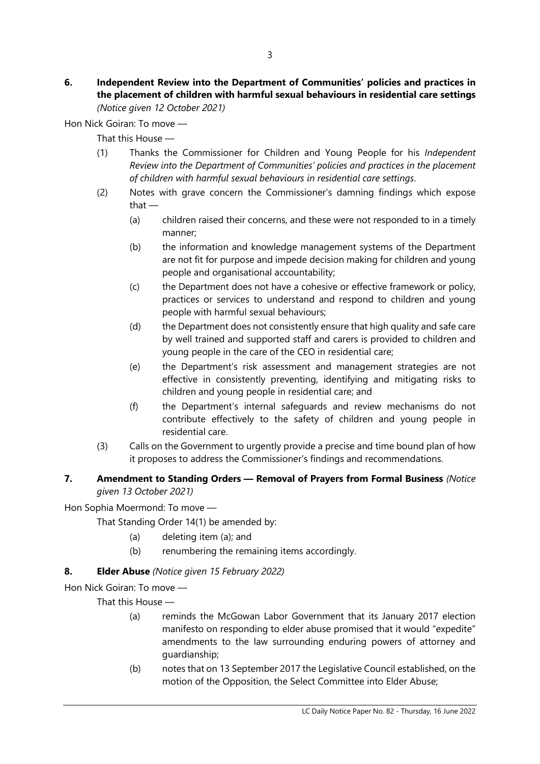**6. Independent Review into the Department of Communities' policies and practices in the placement of children with harmful sexual behaviours in residential care settings** *(Notice given 12 October 2021)*

Hon Nick Goiran: To move —

That this House —

(1) Thanks the Commissioner for Children and Young People for his *Independent Review into the Department of Communities' policies and practices in the placement of children with harmful sexual behaviours in residential care settings*.

(2) Notes with grave concern the Commissioner's damning findings which expose that —

- (a) children raised their concerns, and these were not responded to in a timely manner;
- (b) the information and knowledge management systems of the Department are not fit for purpose and impede decision making for children and young people and organisational accountability;
- (c) the Department does not have a cohesive or effective framework or policy, practices or services to understand and respond to children and young people with harmful sexual behaviours;
- (d) the Department does not consistently ensure that high quality and safe care by well trained and supported staff and carers is provided to children and young people in the care of the CEO in residential care;
- (e) the Department's risk assessment and management strategies are not effective in consistently preventing, identifying and mitigating risks to children and young people in residential care; and
- (f) the Department's internal safeguards and review mechanisms do not contribute effectively to the safety of children and young people in residential care.

(3) Calls on the Government to urgently provide a precise and time bound plan of how it proposes to address the Commissioner's findings and recommendations.

**7. Amendment to Standing Orders — Removal of Prayers from Formal Business** *(Notice given 13 October 2021)*

Hon Sophia Moermond: To move —

That Standing Order 14(1) be amended by:

- (a) deleting item (a); and
- (b) renumbering the remaining items accordingly.

**8. Elder Abuse** *(Notice given 15 February 2022)*

Hon Nick Goiran: To move —

That this House —

- (a) reminds the McGowan Labor Government that its January 2017 election manifesto on responding to elder abuse promised that it would "expedite" amendments to the law surrounding enduring powers of attorney and guardianship;
- (b) notes that on 13 September 2017 the Legislative Council established, on the motion of the Opposition, the Select Committee into Elder Abuse;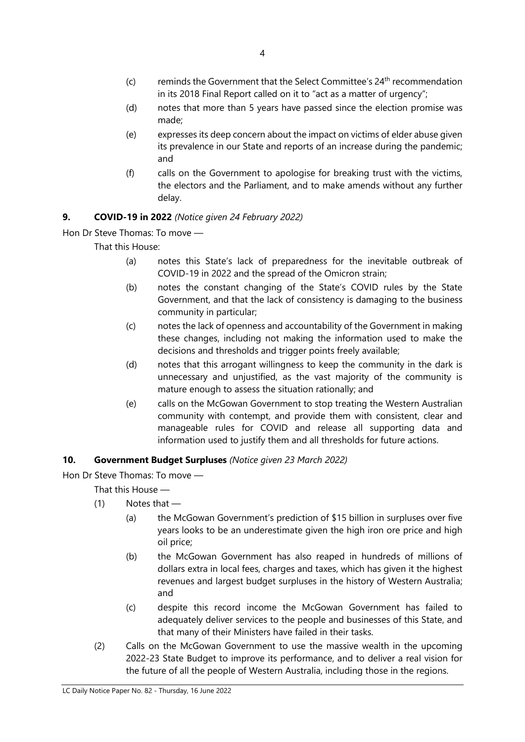(c) reminds the Government that the Select Committee's 24th recommendation in its 2018 Final Report called on it to "act as a matter of urgency";

(d) notes that more than 5 years have passed since the election promise was made;

(e) expresses its deep concern about the impact on victims of elder abuse given its prevalence in our State and reports of an increase during the pandemic; and

(f) calls on the Government to apologise for breaking trust with the victims, the electors and the Parliament, and to make amends without any further delay.

**9. COVID-19 in 2022** *(Notice given 24 February 2022)*

Hon Dr Steve Thomas: To move —

That this House:

(a) notes this State's lack of preparedness for the inevitable outbreak of COVID-19 in 2022 and the spread of the Omicron strain;

(b) notes the constant changing of the State's COVID rules by the State Government, and that the lack of consistency is damaging to the business community in particular;

(c) notes the lack of openness and accountability of the Government in making these changes, including not making the information used to make the decisions and thresholds and trigger points freely available;

(d) notes that this arrogant willingness to keep the community in the dark is unnecessary and unjustified, as the vast majority of the community is mature enough to assess the situation rationally; and

(e) calls on the McGowan Government to stop treating the Western Australian community with contempt, and provide them with consistent, clear and manageable rules for COVID and release all supporting data and information used to justify them and all thresholds for future actions.

**10. Government Budget Surpluses** *(Notice given 23 March 2022)*

Hon Dr Steve Thomas: To move —

That this House —

(1) Notes that —

(a) the McGowan Government's prediction of $15 billion in surpluses over five years looks to be an underestimate given the high iron ore price and high oil price;

(b) the McGowan Government has also reaped in hundreds of millions of dollars extra in local fees, charges and taxes, which has given it the highest revenues and largest budget surpluses in the history of Western Australia; and

(c) despite this record income the McGowan Government has failed to adequately deliver services to the people and businesses of this State, and that many of their Ministers have failed in their tasks.

(2) Calls on the McGowan Government to use the massive wealth in the upcoming 2022-23 State Budget to improve its performance, and to deliver a real vision for the future of all the people of Western Australia, including those in the regions.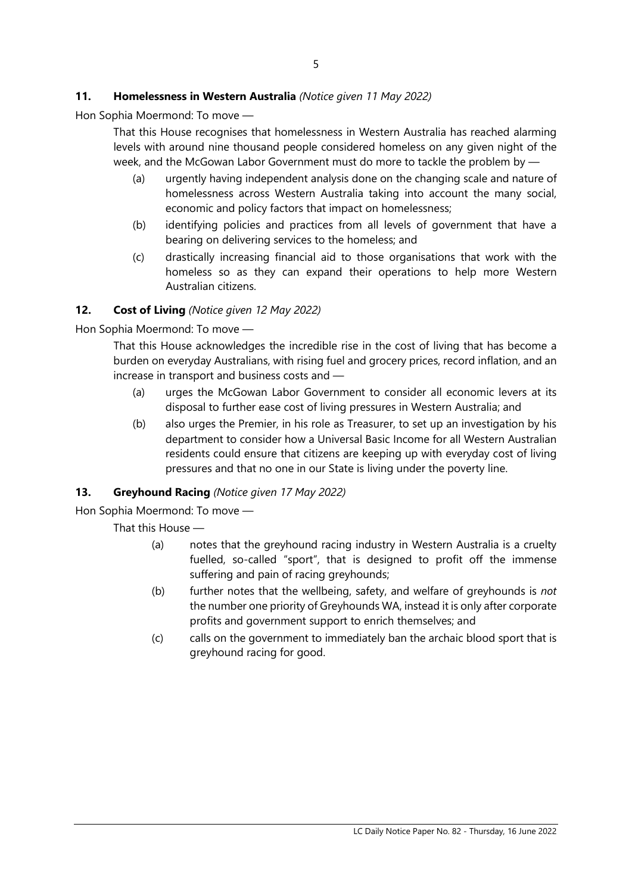**11. Homelessness in Western Australia** *(Notice given 11 May 2022)*

Hon Sophia Moermond: To move —

That this House recognises that homelessness in Western Australia has reached alarming levels with around nine thousand people considered homeless on any given night of the week, and the McGowan Labor Government must do more to tackle the problem by —

(a) urgently having independent analysis done on the changing scale and nature of homelessness across Western Australia taking into account the many social, economic and policy factors that impact on homelessness;

(b) identifying policies and practices from all levels of government that have a bearing on delivering services to the homeless; and

(c) drastically increasing financial aid to those organisations that work with the homeless so as they can expand their operations to help more Western Australian citizens.

**12. Cost of Living** *(Notice given 12 May 2022)*

Hon Sophia Moermond: To move —

That this House acknowledges the incredible rise in the cost of living that has become a burden on everyday Australians, with rising fuel and grocery prices, record inflation, and an increase in transport and business costs and —

(a) urges the McGowan Labor Government to consider all economic levers at its disposal to further ease cost of living pressures in Western Australia; and

(b) also urges the Premier, in his role as Treasurer, to set up an investigation by his department to consider how a Universal Basic Income for all Western Australian residents could ensure that citizens are keeping up with everyday cost of living pressures and that no one in our State is living under the poverty line.

**13. Greyhound Racing** *(Notice given 17 May 2022)*

Hon Sophia Moermond: To move —

That this House —

(a) notes that the greyhound racing industry in Western Australia is a cruelty fuelled, so-called "sport", that is designed to profit off the immense suffering and pain of racing greyhounds;

(b) further notes that the wellbeing, safety, and welfare of greyhounds is *not* the number one priority of Greyhounds WA, instead it is only after corporate profits and government support to enrich themselves; and

(c) calls on the government to immediately ban the archaic blood sport that is greyhound racing for good.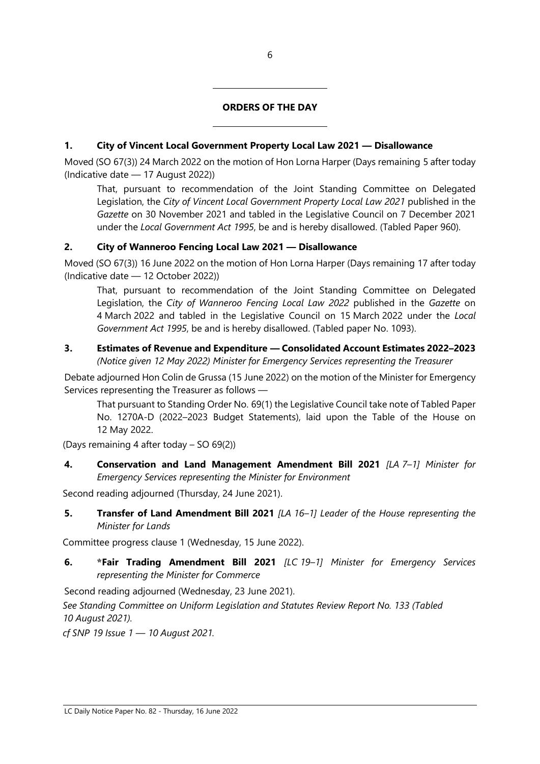## ORDERS OF THE DAY

**1. City of Vincent Local Government Property Local Law 2021 — Disallowance**

Moved (SO 67(3)) 24 March 2022 on the motion of Hon Lorna Harper (Days remaining 5 after today (Indicative date — 17 August 2022))

> That, pursuant to recommendation of the Joint Standing Committee on Delegated Legislation, the *City of Vincent Local Government Property Local Law 2021* published in the *Gazette* on 30 November 2021 and tabled in the Legislative Council on 7 December 2021 under the *Local Government Act 1995*, be and is hereby disallowed. (Tabled Paper 960).

**2. City of Wanneroo Fencing Local Law 2021 — Disallowance**

Moved (SO 67(3)) 16 June 2022 on the motion of Hon Lorna Harper (Days remaining 17 after today (Indicative date — 12 October 2022))

> That, pursuant to recommendation of the Joint Standing Committee on Delegated Legislation, the *City of Wanneroo Fencing Local Law 2022* published in the *Gazette* on 4 March 2022 and tabled in the Legislative Council on 15 March 2022 under the *Local Government Act 1995*, be and is hereby disallowed. (Tabled paper No. 1093).

**3. Estimates of Revenue and Expenditure — Consolidated Account Estimates 2022–2023**
*(Notice given 12 May 2022) Minister for Emergency Services representing the Treasurer*

Debate adjourned Hon Colin de Grussa (15 June 2022) on the motion of the Minister for Emergency Services representing the Treasurer as follows —

> That pursuant to Standing Order No. 69(1) the Legislative Council take note of Tabled Paper No. 1270A-D (2022–2023 Budget Statements), laid upon the Table of the House on 12 May 2022.

(Days remaining 4 after today – SO 69(2))

**4. Conservation and Land Management Amendment Bill 2021** *[LA 7–1] Minister for Emergency Services representing the Minister for Environment*

Second reading adjourned (Thursday, 24 June 2021).

**5. Transfer of Land Amendment Bill 2021** *[LA 16–1] Leader of the House representing the Minister for Lands*

Committee progress clause 1 (Wednesday, 15 June 2022).

**6. *Fair Trading Amendment Bill 2021** *[LC 19–1] Minister for Emergency Services representing the Minister for Commerce*

Second reading adjourned (Wednesday, 23 June 2021).

*See Standing Committee on Uniform Legislation and Statutes Review Report No. 133 (Tabled 10 August 2021).*

*cf SNP 19 Issue 1 — 10 August 2021.*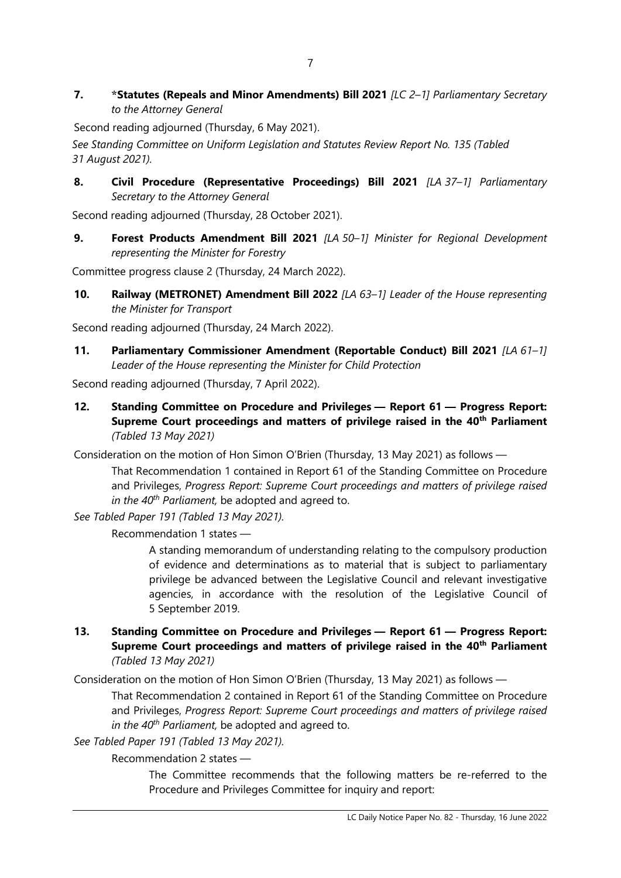**7. \*Statutes (Repeals and Minor Amendments) Bill 2021** *[LC 2–1] Parliamentary Secretary to the Attorney General*

Second reading adjourned (Thursday, 6 May 2021).

*See Standing Committee on Uniform Legislation and Statutes Review Report No. 135 (Tabled 31 August 2021).*

**8. Civil Procedure (Representative Proceedings) Bill 2021** *[LA 37–1] Parliamentary Secretary to the Attorney General*

Second reading adjourned (Thursday, 28 October 2021).

**9. Forest Products Amendment Bill 2021** *[LA 50–1] Minister for Regional Development representing the Minister for Forestry*

Committee progress clause 2 (Thursday, 24 March 2022).

**10. Railway (METRONET) Amendment Bill 2022** *[LA 63–1] Leader of the House representing the Minister for Transport*

Second reading adjourned (Thursday, 24 March 2022).

**11. Parliamentary Commissioner Amendment (Reportable Conduct) Bill 2021** *[LA 61–1] Leader of the House representing the Minister for Child Protection*

Second reading adjourned (Thursday, 7 April 2022).

**12. Standing Committee on Procedure and Privileges — Report 61 — Progress Report: Supreme Court proceedings and matters of privilege raised in the 40th Parliament** *(Tabled 13 May 2021)*

Consideration on the motion of Hon Simon O'Brien (Thursday, 13 May 2021) as follows —

> That Recommendation 1 contained in Report 61 of the Standing Committee on Procedure and Privileges, *Progress Report: Supreme Court proceedings and matters of privilege raised in the 40th Parliament,* be adopted and agreed to.

*See Tabled Paper 191 (Tabled 13 May 2021).*

> Recommendation 1 states —
>
> > A standing memorandum of understanding relating to the compulsory production of evidence and determinations as to material that is subject to parliamentary privilege be advanced between the Legislative Council and relevant investigative agencies, in accordance with the resolution of the Legislative Council of 5 September 2019.

**13. Standing Committee on Procedure and Privileges — Report 61 — Progress Report: Supreme Court proceedings and matters of privilege raised in the 40th Parliament** *(Tabled 13 May 2021)*

Consideration on the motion of Hon Simon O'Brien (Thursday, 13 May 2021) as follows —

> That Recommendation 2 contained in Report 61 of the Standing Committee on Procedure and Privileges, *Progress Report: Supreme Court proceedings and matters of privilege raised in the 40th Parliament,* be adopted and agreed to.

*See Tabled Paper 191 (Tabled 13 May 2021).*

> Recommendation 2 states —
>
> > The Committee recommends that the following matters be re-referred to the Procedure and Privileges Committee for inquiry and report: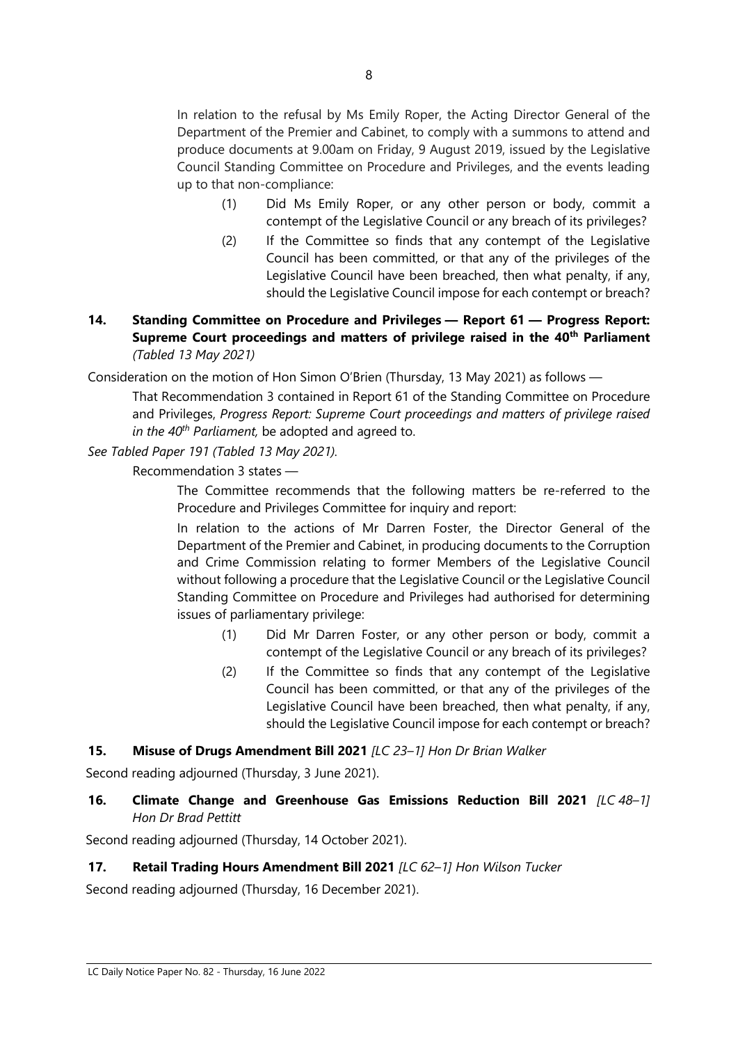In relation to the refusal by Ms Emily Roper, the Acting Director General of the Department of the Premier and Cabinet, to comply with a summons to attend and produce documents at 9.00am on Friday, 9 August 2019, issued by the Legislative Council Standing Committee on Procedure and Privileges, and the events leading up to that non-compliance:

(1) Did Ms Emily Roper, or any other person or body, commit a contempt of the Legislative Council or any breach of its privileges?

(2) If the Committee so finds that any contempt of the Legislative Council has been committed, or that any of the privileges of the Legislative Council have been breached, then what penalty, if any, should the Legislative Council impose for each contempt or breach?

**14. Standing Committee on Procedure and Privileges — Report 61 — Progress Report: Supreme Court proceedings and matters of privilege raised in the 40th Parliament** *(Tabled 13 May 2021)*

Consideration on the motion of Hon Simon O'Brien (Thursday, 13 May 2021) as follows —

That Recommendation 3 contained in Report 61 of the Standing Committee on Procedure and Privileges, *Progress Report: Supreme Court proceedings and matters of privilege raised in the 40th Parliament,* be adopted and agreed to.

*See Tabled Paper 191 (Tabled 13 May 2021).*

Recommendation 3 states —

The Committee recommends that the following matters be re-referred to the Procedure and Privileges Committee for inquiry and report:

In relation to the actions of Mr Darren Foster, the Director General of the Department of the Premier and Cabinet, in producing documents to the Corruption and Crime Commission relating to former Members of the Legislative Council without following a procedure that the Legislative Council or the Legislative Council Standing Committee on Procedure and Privileges had authorised for determining issues of parliamentary privilege:

(1) Did Mr Darren Foster, or any other person or body, commit a contempt of the Legislative Council or any breach of its privileges?

(2) If the Committee so finds that any contempt of the Legislative Council has been committed, or that any of the privileges of the Legislative Council have been breached, then what penalty, if any, should the Legislative Council impose for each contempt or breach?

**15. Misuse of Drugs Amendment Bill 2021** *[LC 23–1] Hon Dr Brian Walker*

Second reading adjourned (Thursday, 3 June 2021).

**16. Climate Change and Greenhouse Gas Emissions Reduction Bill 2021** *[LC 48–1] Hon Dr Brad Pettitt*

Second reading adjourned (Thursday, 14 October 2021).

**17. Retail Trading Hours Amendment Bill 2021** *[LC 62–1] Hon Wilson Tucker*

Second reading adjourned (Thursday, 16 December 2021).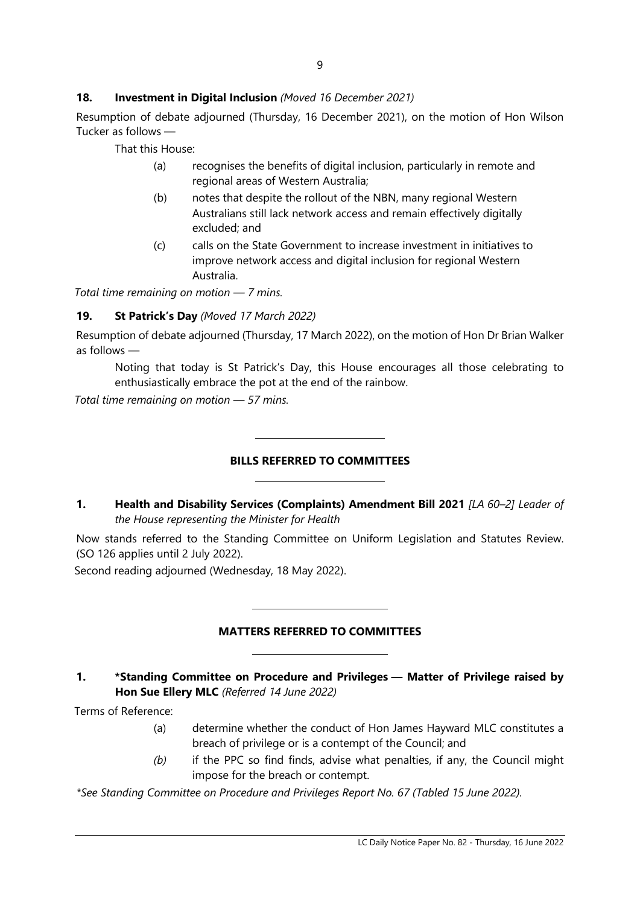**18. Investment in Digital Inclusion** *(Moved 16 December 2021)*

Resumption of debate adjourned (Thursday, 16 December 2021), on the motion of Hon Wilson Tucker as follows —

> That this House:
>
> (a) recognises the benefits of digital inclusion, particularly in remote and regional areas of Western Australia;
>
> (b) notes that despite the rollout of the NBN, many regional Western Australians still lack network access and remain effectively digitally excluded; and
>
> (c) calls on the State Government to increase investment in initiatives to improve network access and digital inclusion for regional Western Australia.

*Total time remaining on motion — 7 mins.*

**19. St Patrick's Day** *(Moved 17 March 2022)*

Resumption of debate adjourned (Thursday, 17 March 2022), on the motion of Hon Dr Brian Walker as follows —

> Noting that today is St Patrick's Day, this House encourages all those celebrating to enthusiastically embrace the pot at the end of the rainbow.

*Total time remaining on motion — 57 mins.*

---

## BILLS REFERRED TO COMMITTEES

---

**1. Health and Disability Services (Complaints) Amendment Bill 2021** *[LA 60–2] Leader of the House representing the Minister for Health*

Now stands referred to the Standing Committee on Uniform Legislation and Statutes Review. (SO 126 applies until 2 July 2022).

Second reading adjourned (Wednesday, 18 May 2022).

---

## MATTERS REFERRED TO COMMITTEES

---

**1. *Standing Committee on Procedure and Privileges — Matter of Privilege raised by Hon Sue Ellery MLC** *(Referred 14 June 2022)*

Terms of Reference:

> (a) determine whether the conduct of Hon James Hayward MLC constitutes a breach of privilege or is a contempt of the Council; and
>
> *(b)* if the PPC so find finds, advise what penalties, if any, the Council might impose for the breach or contempt.

*\*See Standing Committee on Procedure and Privileges Report No. 67 (Tabled 15 June 2022).*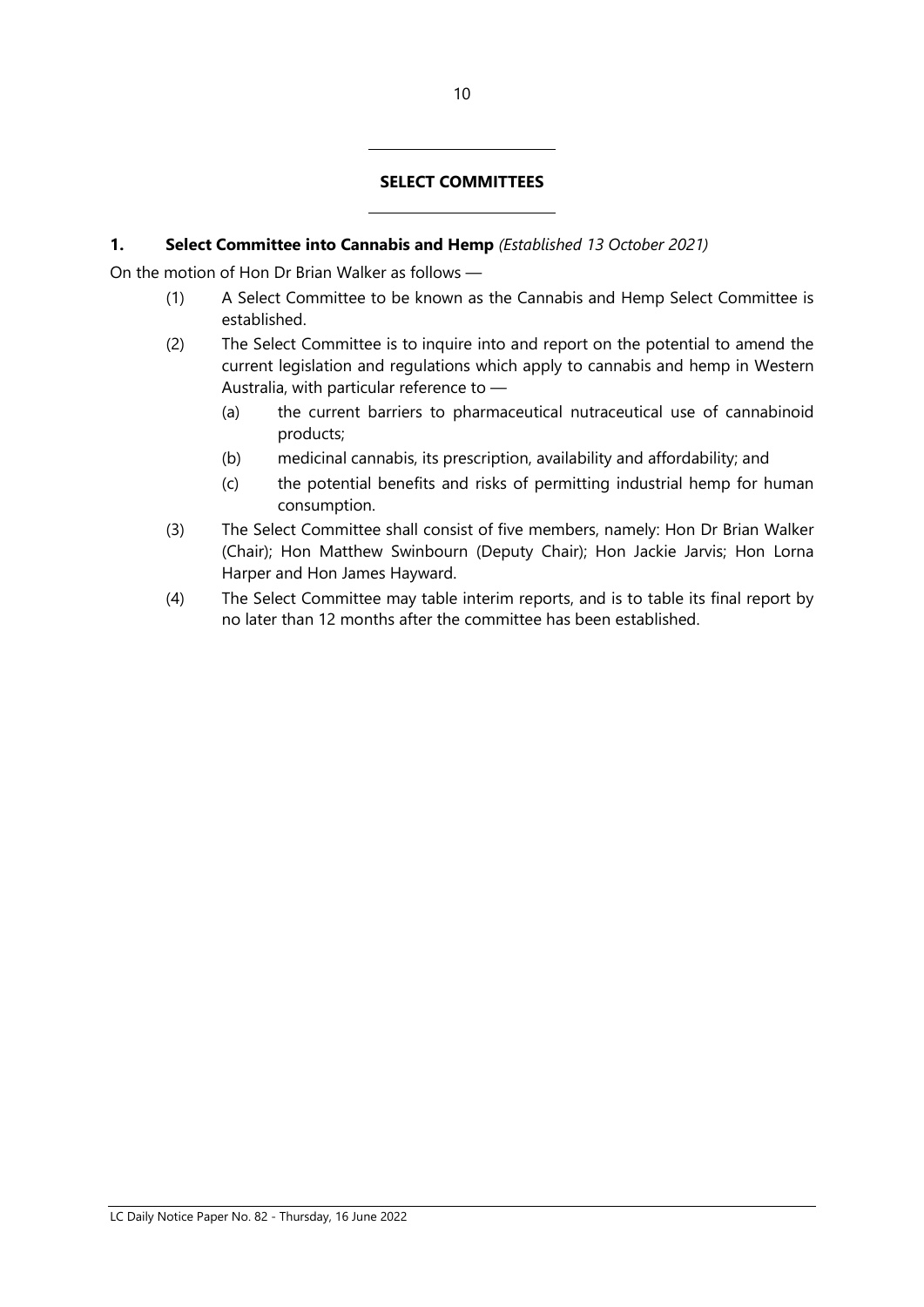## SELECT COMMITTEES

**1. Select Committee into Cannabis and Hemp** *(Established 13 October 2021)*

On the motion of Hon Dr Brian Walker as follows —

(1) A Select Committee to be known as the Cannabis and Hemp Select Committee is established.

(2) The Select Committee is to inquire into and report on the potential to amend the current legislation and regulations which apply to cannabis and hemp in Western Australia, with particular reference to —

  (a) the current barriers to pharmaceutical nutraceutical use of cannabinoid products;

  (b) medicinal cannabis, its prescription, availability and affordability; and

  (c) the potential benefits and risks of permitting industrial hemp for human consumption.

(3) The Select Committee shall consist of five members, namely: Hon Dr Brian Walker (Chair); Hon Matthew Swinbourn (Deputy Chair); Hon Jackie Jarvis; Hon Lorna Harper and Hon James Hayward.

(4) The Select Committee may table interim reports, and is to table its final report by no later than 12 months after the committee has been established.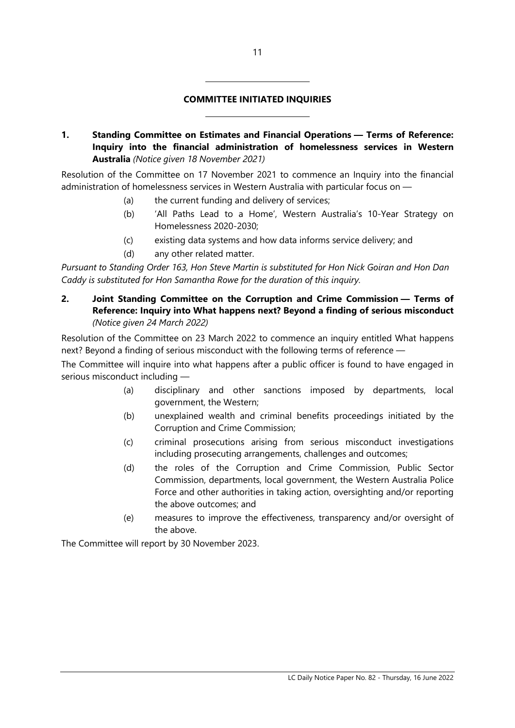## COMMITTEE INITIATED INQUIRIES

**1. Standing Committee on Estimates and Financial Operations — Terms of Reference: Inquiry into the financial administration of homelessness services in Western Australia** *(Notice given 18 November 2021)*

Resolution of the Committee on 17 November 2021 to commence an Inquiry into the financial administration of homelessness services in Western Australia with particular focus on —

(a) the current funding and delivery of services;

(b) 'All Paths Lead to a Home', Western Australia's 10-Year Strategy on Homelessness 2020-2030;

(c) existing data systems and how data informs service delivery; and

(d) any other related matter.

*Pursuant to Standing Order 163, Hon Steve Martin is substituted for Hon Nick Goiran and Hon Dan Caddy is substituted for Hon Samantha Rowe for the duration of this inquiry.*

**2. Joint Standing Committee on the Corruption and Crime Commission — Terms of Reference: Inquiry into What happens next? Beyond a finding of serious misconduct** *(Notice given 24 March 2022)*

Resolution of the Committee on 23 March 2022 to commence an inquiry entitled What happens next? Beyond a finding of serious misconduct with the following terms of reference —

The Committee will inquire into what happens after a public officer is found to have engaged in serious misconduct including —

(a) disciplinary and other sanctions imposed by departments, local government, the Western;

(b) unexplained wealth and criminal benefits proceedings initiated by the Corruption and Crime Commission;

(c) criminal prosecutions arising from serious misconduct investigations including prosecuting arrangements, challenges and outcomes;

(d) the roles of the Corruption and Crime Commission, Public Sector Commission, departments, local government, the Western Australia Police Force and other authorities in taking action, oversighting and/or reporting the above outcomes; and

(e) measures to improve the effectiveness, transparency and/or oversight of the above.

The Committee will report by 30 November 2023.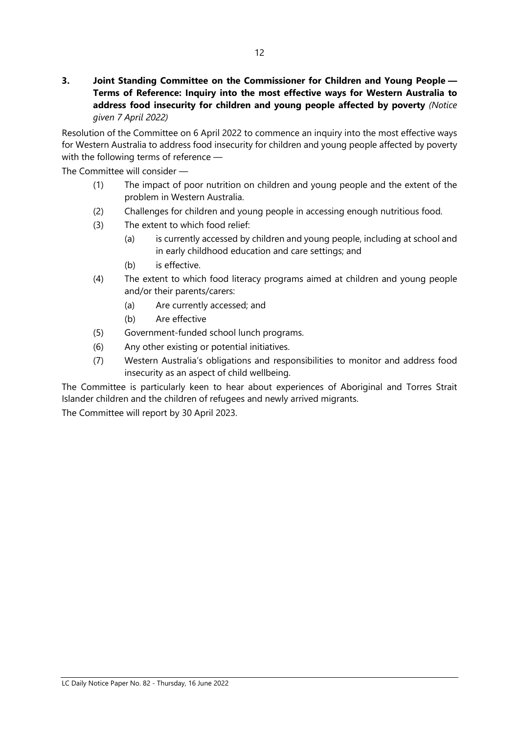**3. Joint Standing Committee on the Commissioner for Children and Young People — Terms of Reference: Inquiry into the most effective ways for Western Australia to address food insecurity for children and young people affected by poverty** *(Notice given 7 April 2022)*

Resolution of the Committee on 6 April 2022 to commence an inquiry into the most effective ways for Western Australia to address food insecurity for children and young people affected by poverty with the following terms of reference —

The Committee will consider —

(1) The impact of poor nutrition on children and young people and the extent of the problem in Western Australia.

(2) Challenges for children and young people in accessing enough nutritious food.

(3) The extent to which food relief:

  (a) is currently accessed by children and young people, including at school and in early childhood education and care settings; and

  (b) is effective.

(4) The extent to which food literacy programs aimed at children and young people and/or their parents/carers:

  (a) Are currently accessed; and

  (b) Are effective

(5) Government-funded school lunch programs.

(6) Any other existing or potential initiatives.

(7) Western Australia's obligations and responsibilities to monitor and address food insecurity as an aspect of child wellbeing.

The Committee is particularly keen to hear about experiences of Aboriginal and Torres Strait Islander children and the children of refugees and newly arrived migrants.

The Committee will report by 30 April 2023.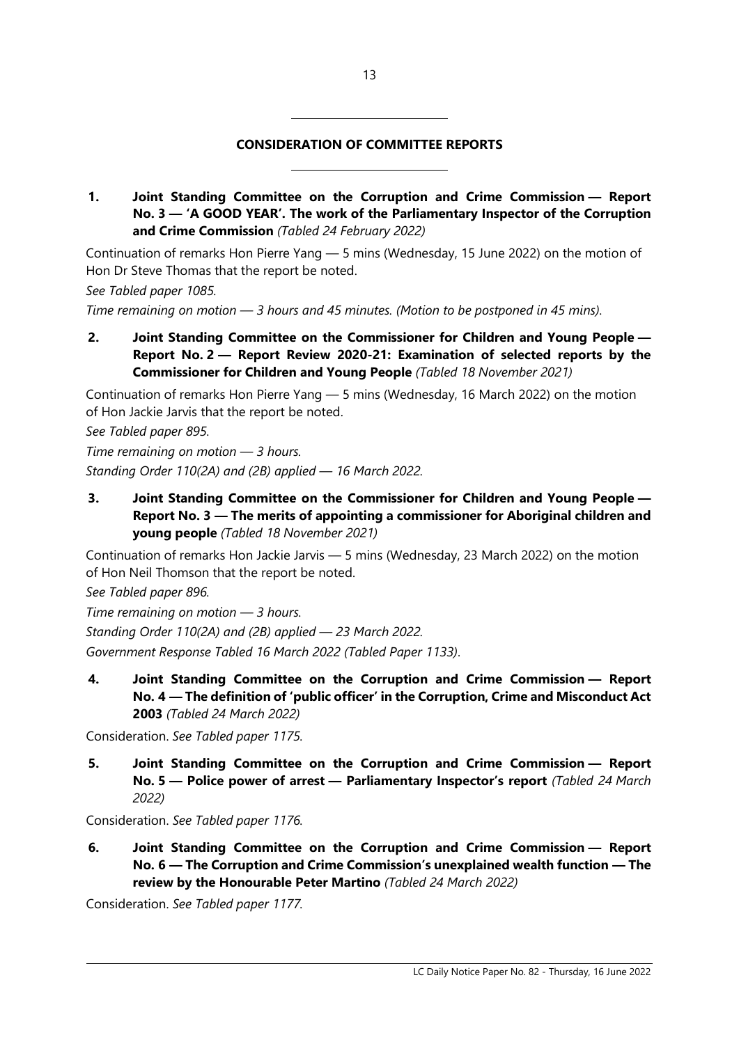## CONSIDERATION OF COMMITTEE REPORTS

**1. Joint Standing Committee on the Corruption and Crime Commission — Report No. 3 — 'A GOOD YEAR'. The work of the Parliamentary Inspector of the Corruption and Crime Commission** *(Tabled 24 February 2022)*

Continuation of remarks Hon Pierre Yang — 5 mins (Wednesday, 15 June 2022) on the motion of Hon Dr Steve Thomas that the report be noted.

*See Tabled paper 1085.*

*Time remaining on motion — 3 hours and 45 minutes. (Motion to be postponed in 45 mins).*

**2. Joint Standing Committee on the Commissioner for Children and Young People — Report No. 2 — Report Review 2020-21: Examination of selected reports by the Commissioner for Children and Young People** *(Tabled 18 November 2021)*

Continuation of remarks Hon Pierre Yang — 5 mins (Wednesday, 16 March 2022) on the motion of Hon Jackie Jarvis that the report be noted.

*See Tabled paper 895.*

*Time remaining on motion — 3 hours.*

*Standing Order 110(2A) and (2B) applied — 16 March 2022.*

**3. Joint Standing Committee on the Commissioner for Children and Young People — Report No. 3 — The merits of appointing a commissioner for Aboriginal children and young people** *(Tabled 18 November 2021)*

Continuation of remarks Hon Jackie Jarvis — 5 mins (Wednesday, 23 March 2022) on the motion of Hon Neil Thomson that the report be noted.

*See Tabled paper 896.*

*Time remaining on motion — 3 hours.*

*Standing Order 110(2A) and (2B) applied — 23 March 2022.*

*Government Response Tabled 16 March 2022 (Tabled Paper 1133).*

**4. Joint Standing Committee on the Corruption and Crime Commission — Report No. 4 — The definition of 'public officer' in the Corruption, Crime and Misconduct Act 2003** *(Tabled 24 March 2022)*

Consideration. *See Tabled paper 1175.*

**5. Joint Standing Committee on the Corruption and Crime Commission — Report No. 5 — Police power of arrest — Parliamentary Inspector's report** *(Tabled 24 March 2022)*

Consideration. *See Tabled paper 1176.*

**6. Joint Standing Committee on the Corruption and Crime Commission — Report No. 6 — The Corruption and Crime Commission's unexplained wealth function — The review by the Honourable Peter Martino** *(Tabled 24 March 2022)*

Consideration. *See Tabled paper 1177.*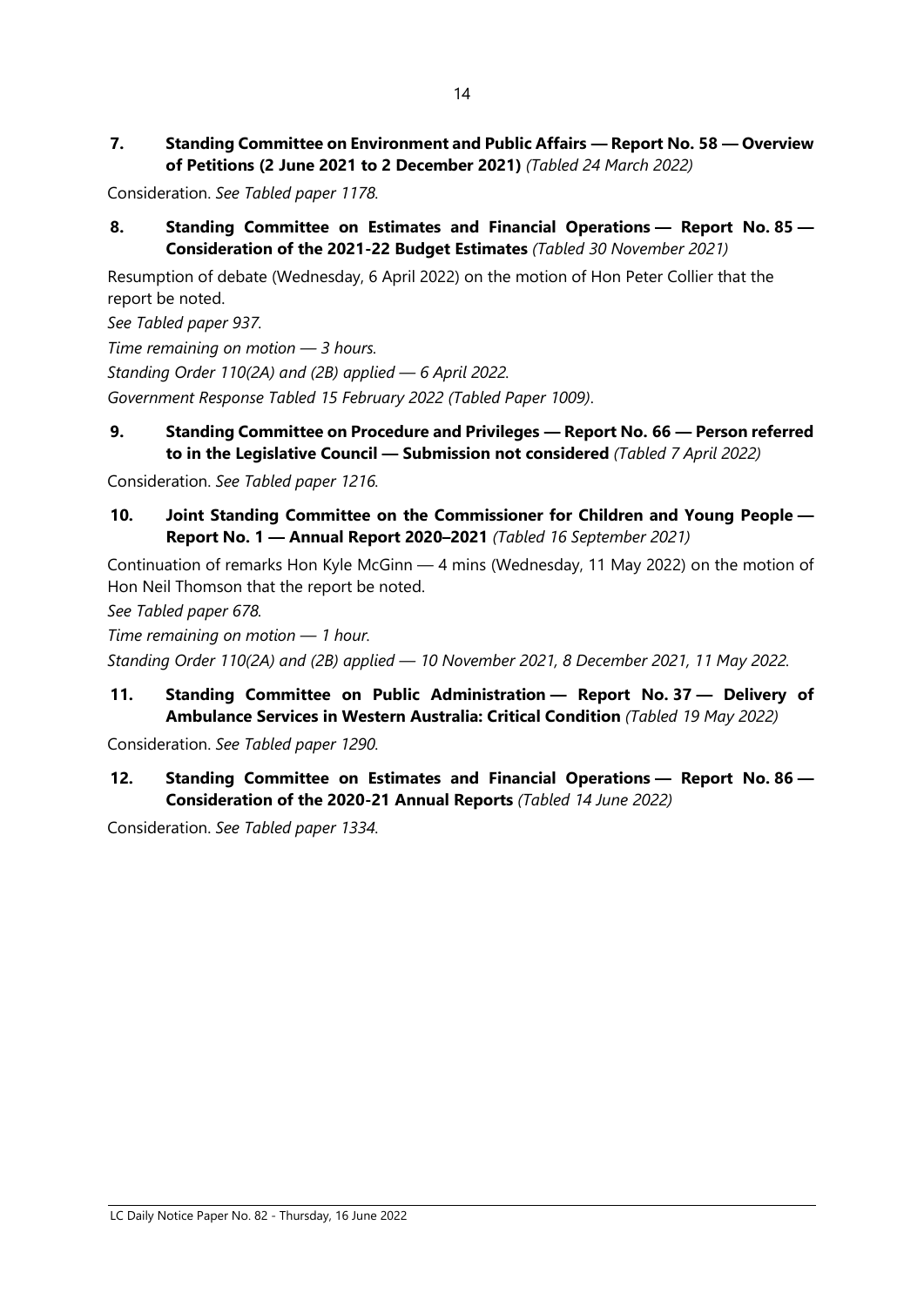**7. Standing Committee on Environment and Public Affairs — Report No. 58 — Overview of Petitions (2 June 2021 to 2 December 2021)** *(Tabled 24 March 2022)*

Consideration. *See Tabled paper 1178.*

**8. Standing Committee on Estimates and Financial Operations — Report No. 85 — Consideration of the 2021-22 Budget Estimates** *(Tabled 30 November 2021)*

Resumption of debate (Wednesday, 6 April 2022) on the motion of Hon Peter Collier that the report be noted.

*See Tabled paper 937.*

*Time remaining on motion — 3 hours.*

*Standing Order 110(2A) and (2B) applied — 6 April 2022.*

*Government Response Tabled 15 February 2022 (Tabled Paper 1009).*

**9. Standing Committee on Procedure and Privileges — Report No. 66 — Person referred to in the Legislative Council — Submission not considered** *(Tabled 7 April 2022)*

Consideration. *See Tabled paper 1216.*

**10. Joint Standing Committee on the Commissioner for Children and Young People — Report No. 1 — Annual Report 2020–2021** *(Tabled 16 September 2021)*

Continuation of remarks Hon Kyle McGinn — 4 mins (Wednesday, 11 May 2022) on the motion of Hon Neil Thomson that the report be noted.

*See Tabled paper 678.*

*Time remaining on motion — 1 hour.*

*Standing Order 110(2A) and (2B) applied — 10 November 2021, 8 December 2021, 11 May 2022.*

**11. Standing Committee on Public Administration — Report No. 37 — Delivery of Ambulance Services in Western Australia: Critical Condition** *(Tabled 19 May 2022)*

Consideration. *See Tabled paper 1290.*

**12. Standing Committee on Estimates and Financial Operations — Report No. 86 — Consideration of the 2020-21 Annual Reports** *(Tabled 14 June 2022)*

Consideration. *See Tabled paper 1334.*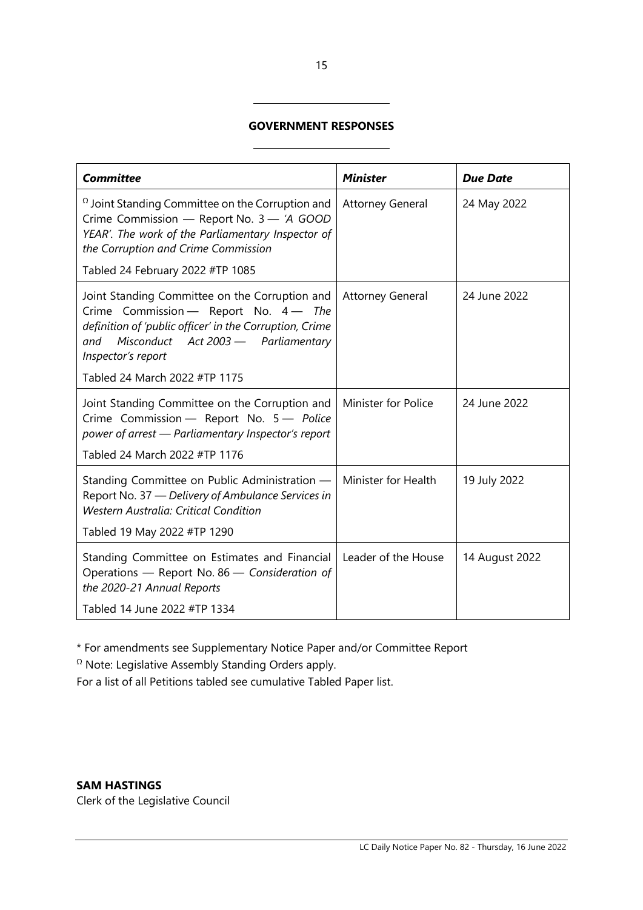## GOVERNMENT RESPONSES

| ***Committee*** | ***Minister*** | ***Due Date*** |
|---|---|---|
| Ω Joint Standing Committee on the Corruption and Crime Commission — Report No. 3 — *'A GOOD YEAR'. The work of the Parliamentary Inspector of the Corruption and Crime Commission*<br><br>Tabled 24 February 2022 #TP 1085 | Attorney General | 24 May 2022 |
| Joint Standing Committee on the Corruption and Crime Commission — Report No. 4 — *The definition of 'public officer' in the Corruption, Crime and Misconduct Act 2003 — Parliamentary Inspector's report*<br><br>Tabled 24 March 2022 #TP 1175 | Attorney General | 24 June 2022 |
| Joint Standing Committee on the Corruption and Crime Commission — Report No. 5 — *Police power of arrest — Parliamentary Inspector's report*<br><br>Tabled 24 March 2022 #TP 1176 | Minister for Police | 24 June 2022 |
| Standing Committee on Public Administration — Report No. 37 — *Delivery of Ambulance Services in Western Australia: Critical Condition*<br><br>Tabled 19 May 2022 #TP 1290 | Minister for Health | 19 July 2022 |
| Standing Committee on Estimates and Financial Operations — Report No. 86 — *Consideration of the 2020-21 Annual Reports*<br><br>Tabled 14 June 2022 #TP 1334 | Leader of the House | 14 August 2022 |

\* For amendments see Supplementary Notice Paper and/or Committee Report

Ω Note: Legislative Assembly Standing Orders apply.

For a list of all Petitions tabled see cumulative Tabled Paper list.

**SAM HASTINGS**
Clerk of the Legislative Council